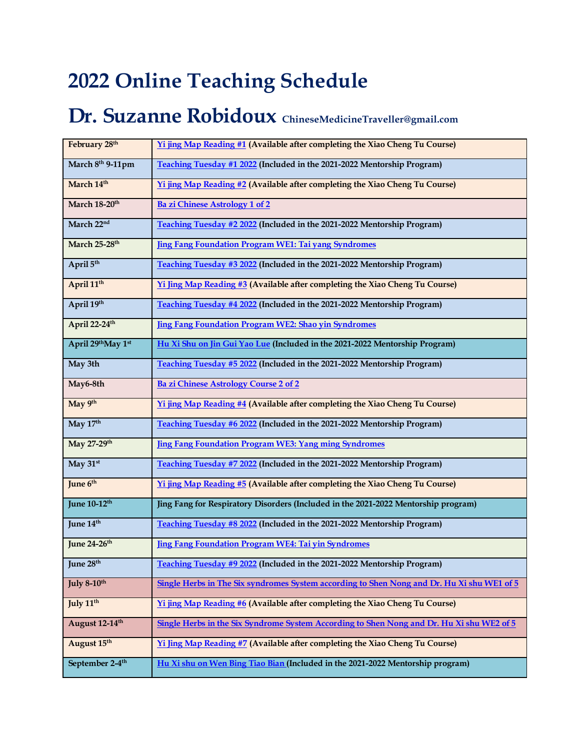# 2022 Online Teaching Schedule

# Dr. Suzanne Robidoux ChineseMedicineTraveller@gmail.com

| | |
|---|---|
| February 28th | Yi jing Map Reading #1 (Available after completing the Xiao Cheng Tu Course) |
| March 8th 9-11pm | Teaching Tuesday #1 2022 (Included in the 2021-2022 Mentorship Program) |
| March 14th | Yi jing Map Reading #2 (Available after completing the Xiao Cheng Tu Course) |
| March 18-20th | Ba zi Chinese Astrology 1 of 2 |
| March 22nd | Teaching Tuesday #2 2022 (Included in the 2021-2022 Mentorship Program) |
| March 25-28th | Jing Fang Foundation Program WE1: Tai yang Syndromes |
| April 5th | Teaching Tuesday #3 2022 (Included in the 2021-2022 Mentorship Program) |
| April 11th | Yi Jing Map Reading #3 (Available after completing the Xiao Cheng Tu Course) |
| April 19th | Teaching Tuesday #4 2022 (Included in the 2021-2022 Mentorship Program) |
| April 22-24th | Jing Fang Foundation Program WE2: Shao yin Syndromes |
| April 29thMay 1st | Hu Xi Shu on Jin Gui Yao Lue (Included in the 2021-2022 Mentorship Program) |
| May 3th | Teaching Tuesday #5 2022 (Included in the 2021-2022 Mentorship Program) |
| May6-8th | Ba zi Chinese Astrology Course 2 of 2 |
| May 9th | Yi jing Map Reading #4 (Available after completing the Xiao Cheng Tu Course) |
| May 17th | Teaching Tuesday #6 2022 (Included in the 2021-2022 Mentorship Program) |
| May 27-29th | Jing Fang Foundation Program WE3: Yang ming Syndromes |
| May 31st | Teaching Tuesday #7 2022 (Included in the 2021-2022 Mentorship Program) |
| June 6th | Yi jing Map Reading #5 (Available after completing the Xiao Cheng Tu Course) |
| June 10-12th | Jing Fang for Respiratory Disorders (Included in the 2021-2022 Mentorship program) |
| June 14th | Teaching Tuesday #8 2022 (Included in the 2021-2022 Mentorship Program) |
| June 24-26th | Jing Fang Foundation Program WE4: Tai yin Syndromes |
| June 28th | Teaching Tuesday #9 2022 (Included in the 2021-2022 Mentorship Program) |
| July 8-10th | Single Herbs in The Six syndromes System according to Shen Nong and Dr. Hu Xi shu WE1 of 5 |
| July 11th | Yi jing Map Reading #6 (Available after completing the Xiao Cheng Tu Course) |
| August 12-14th | Single Herbs in the Six Syndrome System According to Shen Nong and Dr. Hu Xi shu WE2 of 5 |
| August 15th | Yi Jing Map Reading #7 (Available after completing the Xiao Cheng Tu Course) |
| September 2-4th | Hu Xi shu on Wen Bing Tiao Bian (Included in the 2021-2022 Mentorship program) |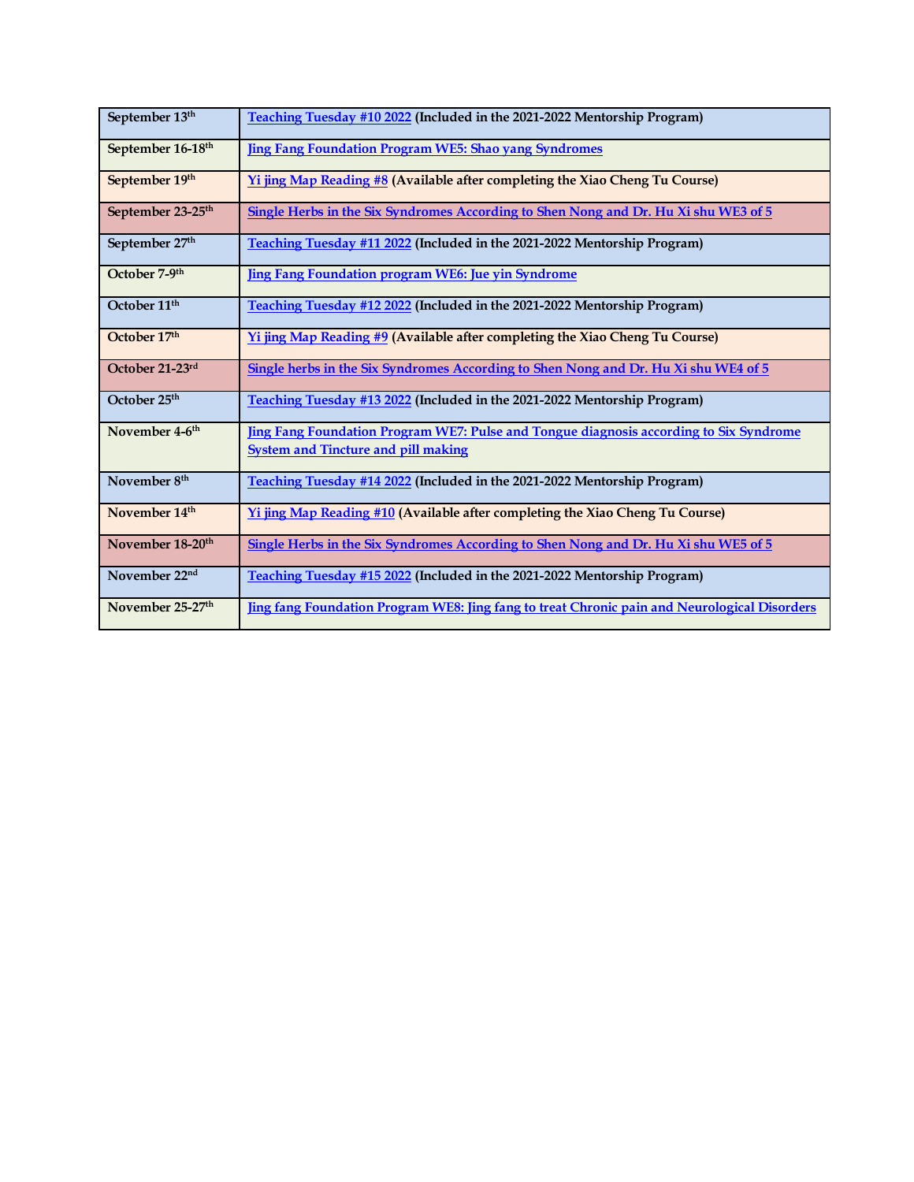| | |
|---|---|
| **September 13th** | **Teaching Tuesday #10 2022 (Included in the 2021-2022 Mentorship Program)** |
| **September 16-18th** | **Jing Fang Foundation Program WE5: Shao yang Syndromes** |
| **September 19th** | **Yi jing Map Reading #8 (Available after completing the Xiao Cheng Tu Course)** |
| **September 23-25th** | **Single Herbs in the Six Syndromes According to Shen Nong and Dr. Hu Xi shu WE3 of 5** |
| **September 27th** | **Teaching Tuesday #11 2022 (Included in the 2021-2022 Mentorship Program)** |
| **October 7-9th** | **Jing Fang Foundation program WE6: Jue yin Syndrome** |
| **October 11th** | **Teaching Tuesday #12 2022 (Included in the 2021-2022 Mentorship Program)** |
| **October 17th** | **Yi jing Map Reading #9 (Available after completing the Xiao Cheng Tu Course)** |
| **October 21-23rd** | **Single herbs in the Six Syndromes According to Shen Nong and Dr. Hu Xi shu WE4 of 5** |
| **October 25th** | **Teaching Tuesday #13 2022 (Included in the 2021-2022 Mentorship Program)** |
| **November 4-6th** | **Jing Fang Foundation Program WE7: Pulse and Tongue diagnosis according to Six Syndrome System and Tincture and pill making** |
| **November 8th** | **Teaching Tuesday #14 2022 (Included in the 2021-2022 Mentorship Program)** |
| **November 14th** | **Yi jing Map Reading #10 (Available after completing the Xiao Cheng Tu Course)** |
| **November 18-20th** | **Single Herbs in the Six Syndromes According to Shen Nong and Dr. Hu Xi shu WE5 of 5** |
| **November 22nd** | **Teaching Tuesday #15 2022 (Included in the 2021-2022 Mentorship Program)** |
| **November 25-27th** | **Jing fang Foundation Program WE8: Jing fang to treat Chronic pain and Neurological Disorders** |